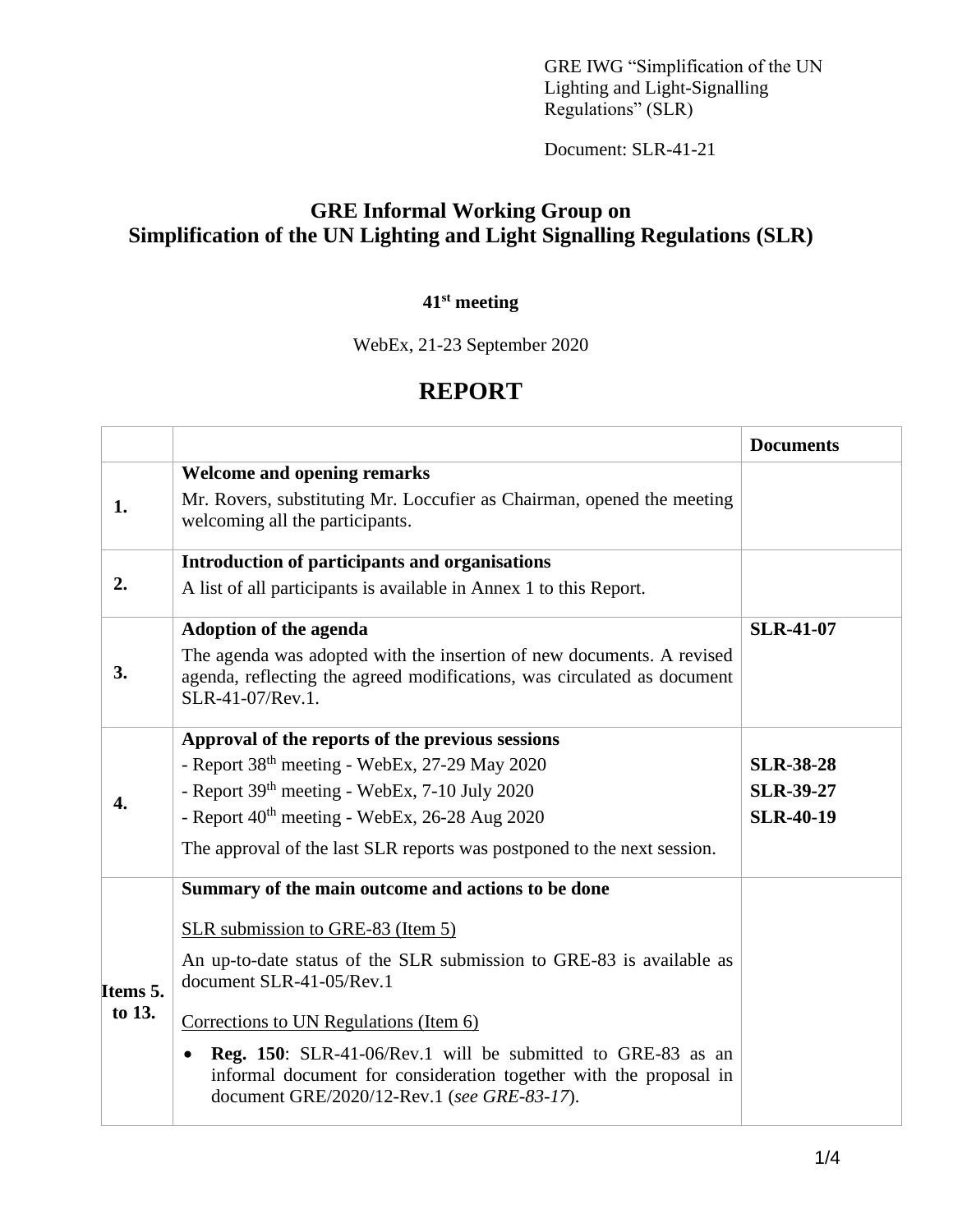GRE IWG "Simplification of the UN Lighting and Light-Signalling Regulations" (SLR)

Document: SLR-41-21

# GRE Informal Working Group on Simplification of the UN Lighting and Light Signalling Regulations (SLR)

## 41st meeting

WebEx, 21-23 September 2020

# REPORT

| | | **Documents** |
|---|---|---|
| **1.** | **Welcome and opening remarks**<br>Mr. Rovers, substituting Mr. Loccufier as Chairman, opened the meeting welcoming all the participants. | |
| **2.** | **Introduction of participants and organisations**<br>A list of all participants is available in Annex 1 to this Report. | |
| **3.** | **Adoption of the agenda**<br>The agenda was adopted with the insertion of new documents. A revised agenda, reflecting the agreed modifications, was circulated as document SLR-41-07/Rev.1. | **SLR-41-07** |
| **4.** | **Approval of the reports of the previous sessions**<br>- Report 38th meeting - WebEx, 27-29 May 2020<br>- Report 39th meeting - WebEx, 7-10 July 2020<br>- Report 40th meeting - WebEx, 26-28 Aug 2020<br>The approval of the last SLR reports was postponed to the next session. | <br>**SLR-38-28**<br>**SLR-39-27**<br>**SLR-40-19** |
| **Items 5. to 13.** | **Summary of the main outcome and actions to be done**<br><u>SLR submission to GRE-83 (Item 5)</u><br>An up-to-date status of the SLR submission to GRE-83 is available as document SLR-41-05/Rev.1<br><u>Corrections to UN Regulations (Item 6)</u><br>• **Reg. 150**: SLR-41-06/Rev.1 will be submitted to GRE-83 as an informal document for consideration together with the proposal in document GRE/2020/12-Rev.1 (*see GRE-83-17*). | |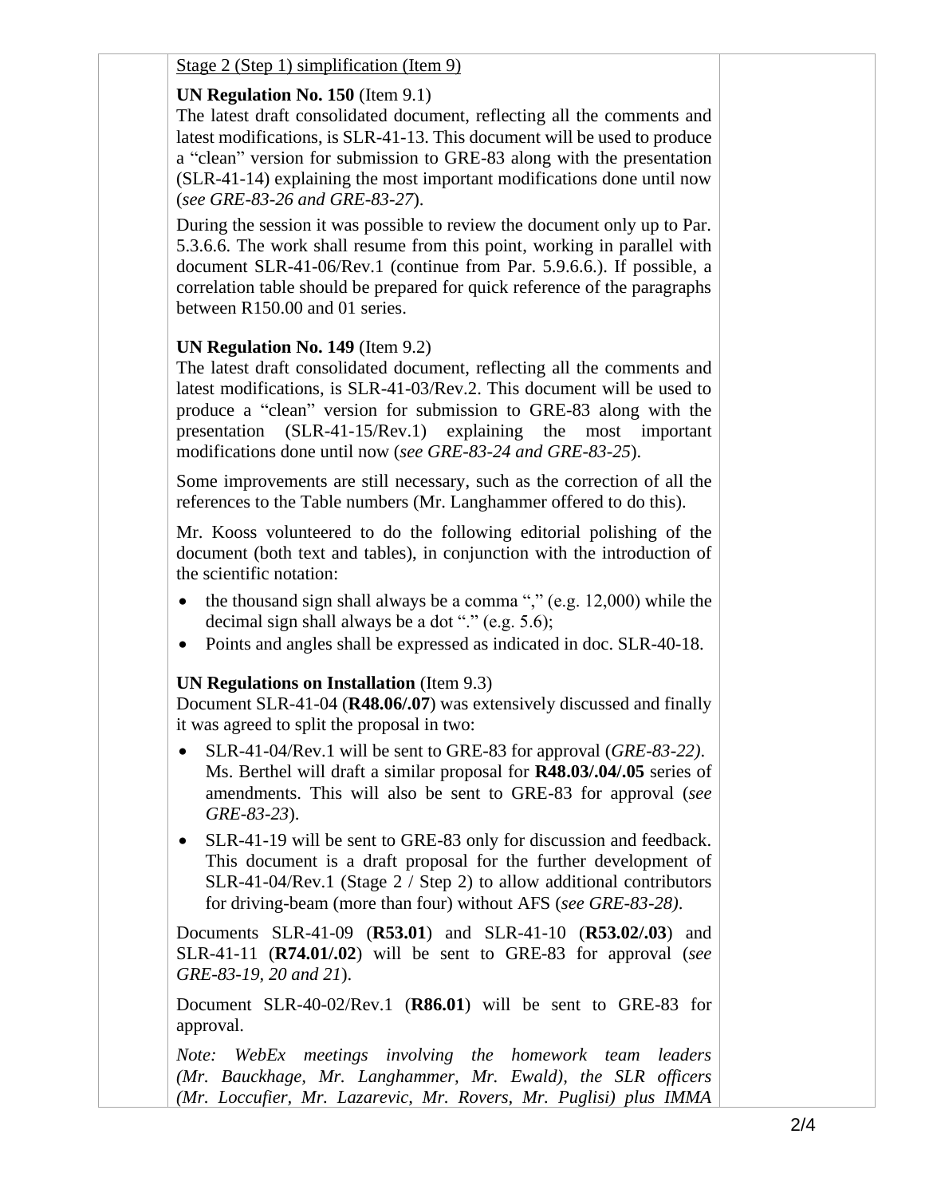Stage 2 (Step 1) simplification (Item 9)

**UN Regulation No. 150** (Item 9.1)
The latest draft consolidated document, reflecting all the comments and latest modifications, is SLR-41-13. This document will be used to produce a "clean" version for submission to GRE-83 along with the presentation (SLR-41-14) explaining the most important modifications done until now (*see GRE-83-26 and GRE-83-27*).

During the session it was possible to review the document only up to Par. 5.3.6.6. The work shall resume from this point, working in parallel with document SLR-41-06/Rev.1 (continue from Par. 5.9.6.6.). If possible, a correlation table should be prepared for quick reference of the paragraphs between R150.00 and 01 series.

**UN Regulation No. 149** (Item 9.2)
The latest draft consolidated document, reflecting all the comments and latest modifications, is SLR-41-03/Rev.2. This document will be used to produce a "clean" version for submission to GRE-83 along with the presentation (SLR-41-15/Rev.1) explaining the most important modifications done until now (*see GRE-83-24 and GRE-83-25*).

Some improvements are still necessary, such as the correction of all the references to the Table numbers (Mr. Langhammer offered to do this).

Mr. Kooss volunteered to do the following editorial polishing of the document (both text and tables), in conjunction with the introduction of the scientific notation:

- the thousand sign shall always be a comma "," (e.g. 12,000) while the decimal sign shall always be a dot "." (e.g. 5.6);
- Points and angles shall be expressed as indicated in doc. SLR-40-18.

**UN Regulations on Installation** (Item 9.3)
Document SLR-41-04 (**R48.06/.07**) was extensively discussed and finally it was agreed to split the proposal in two:

- SLR-41-04/Rev.1 will be sent to GRE-83 for approval (*GRE-83-22)*. Ms. Berthel will draft a similar proposal for **R48.03/.04/.05** series of amendments. This will also be sent to GRE-83 for approval (*see GRE-83-23*).
- SLR-41-19 will be sent to GRE-83 only for discussion and feedback. This document is a draft proposal for the further development of SLR-41-04/Rev.1 (Stage 2 / Step 2) to allow additional contributors for driving-beam (more than four) without AFS (*see GRE-83-28)*.

Documents SLR-41-09 (**R53.01**) and SLR-41-10 (**R53.02/.03**) and SLR-41-11 (**R74.01/.02**) will be sent to GRE-83 for approval (*see GRE-83-19, 20 and 21*).

Document SLR-40-02/Rev.1 (**R86.01**) will be sent to GRE-83 for approval.

*Note: WebEx meetings involving the homework team leaders (Mr. Bauckhage, Mr. Langhammer, Mr. Ewald), the SLR officers (Mr. Loccufier, Mr. Lazarevic, Mr. Rovers, Mr. Puglisi) plus IMMA*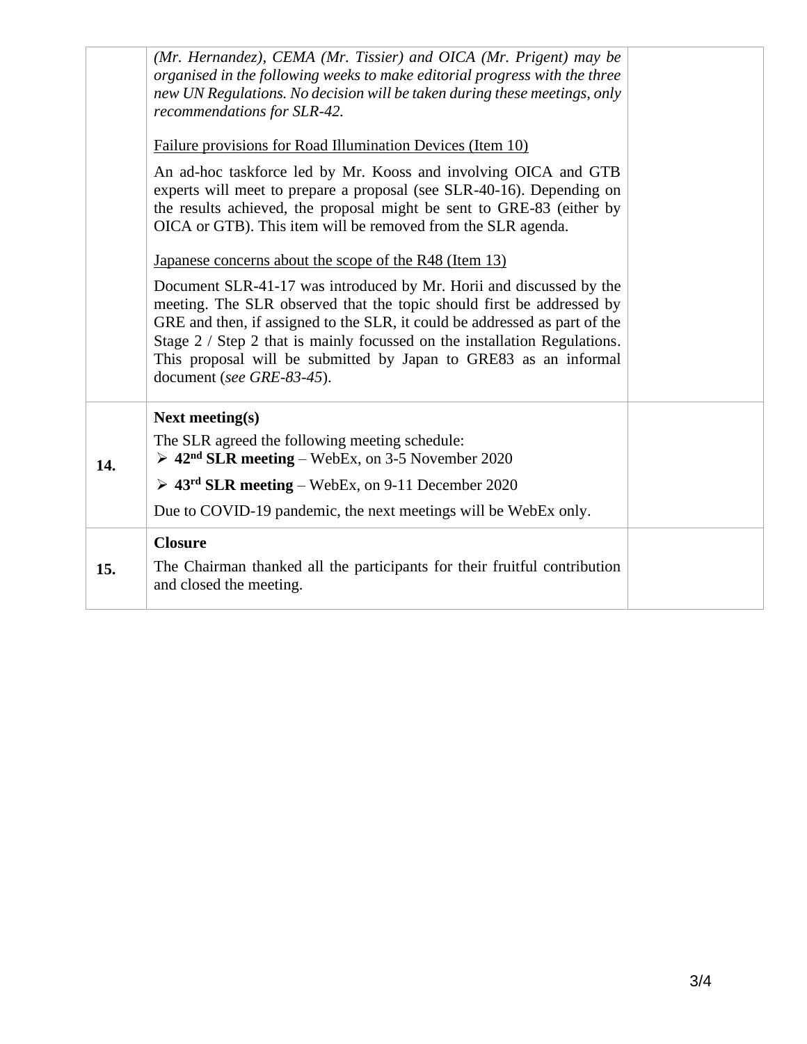| | | |
|---|---|---|
| | *(Mr. Hernandez), CEMA (Mr. Tissier) and OICA (Mr. Prigent) may be organised in the following weeks to make editorial progress with the three new UN Regulations. No decision will be taken during these meetings, only recommendations for SLR-42.*<br><br>Failure provisions for Road Illumination Devices (Item 10)<br><br>An ad-hoc taskforce led by Mr. Kooss and involving OICA and GTB experts will meet to prepare a proposal (see SLR-40-16). Depending on the results achieved, the proposal might be sent to GRE-83 (either by OICA or GTB). This item will be removed from the SLR agenda.<br><br>Japanese concerns about the scope of the R48 (Item 13)<br><br>Document SLR-41-17 was introduced by Mr. Horii and discussed by the meeting. The SLR observed that the topic should first be addressed by GRE and then, if assigned to the SLR, it could be addressed as part of the Stage 2 / Step 2 that is mainly focussed on the installation Regulations. This proposal will be submitted by Japan to GRE83 as an informal document (*see GRE-83-45*). | |
| **14.** | **Next meeting(s)**<br><br>The SLR agreed the following meeting schedule:<br>➢ **42nd SLR meeting** – WebEx, on 3-5 November 2020<br>➢ **43rd SLR meeting** – WebEx, on 9-11 December 2020<br><br>Due to COVID-19 pandemic, the next meetings will be WebEx only. | |
| **15.** | **Closure**<br><br>The Chairman thanked all the participants for their fruitful contribution and closed the meeting. | |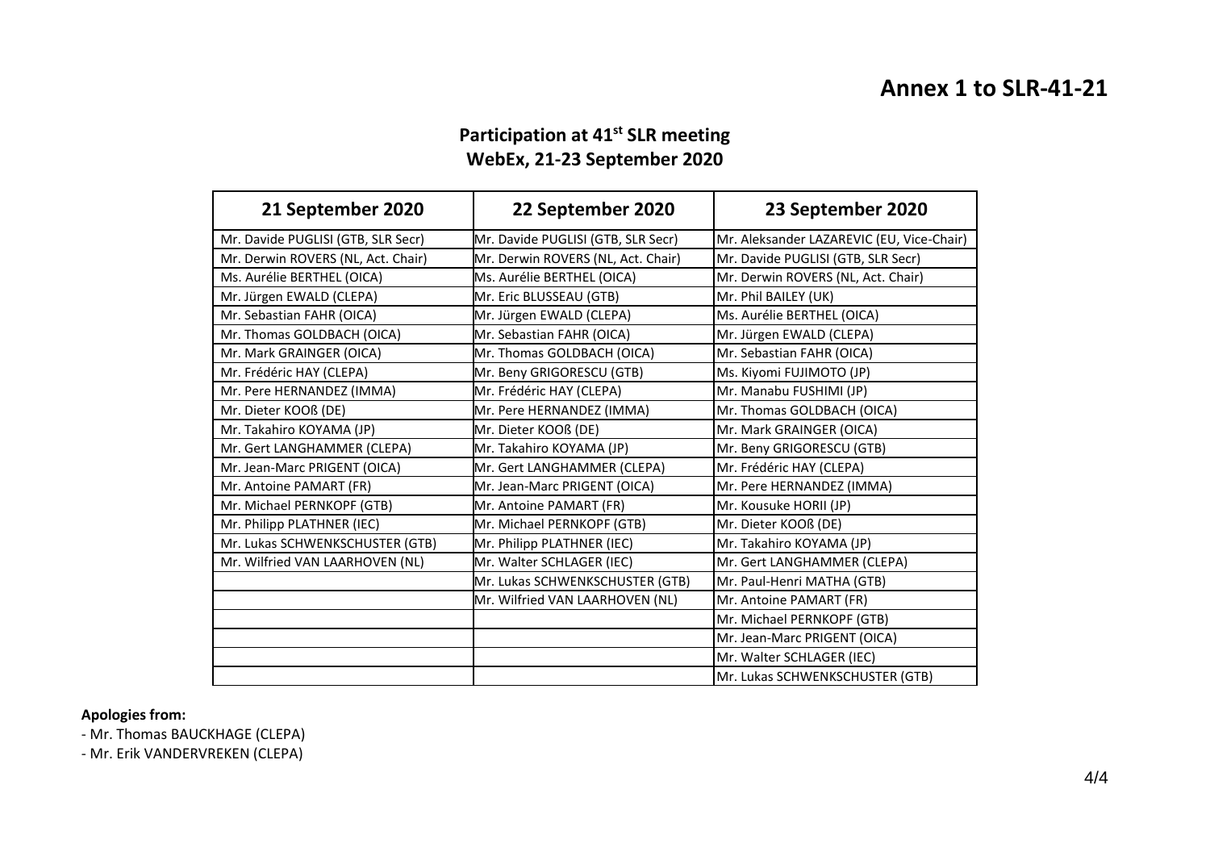# Annex 1 to SLR-41-21

## Participation at 41[st] SLR meeting
## WebEx, 21-23 September 2020

| 21 September 2020 | 22 September 2020 | 23 September 2020 |
|---|---|---|
| Mr. Davide PUGLISI (GTB, SLR Secr) | Mr. Davide PUGLISI (GTB, SLR Secr) | Mr. Aleksander LAZAREVIC (EU, Vice-Chair) |
| Mr. Derwin ROVERS (NL, Act. Chair) | Mr. Derwin ROVERS (NL, Act. Chair) | Mr. Davide PUGLISI (GTB, SLR Secr) |
| Ms. Aurélie BERTHEL (OICA) | Ms. Aurélie BERTHEL (OICA) | Mr. Derwin ROVERS (NL, Act. Chair) |
| Mr. Jürgen EWALD (CLEPA) | Mr. Eric BLUSSEAU (GTB) | Mr. Phil BAILEY (UK) |
| Mr. Sebastian FAHR (OICA) | Mr. Jürgen EWALD (CLEPA) | Ms. Aurélie BERTHEL (OICA) |
| Mr. Thomas GOLDBACH (OICA) | Mr. Sebastian FAHR (OICA) | Mr. Jürgen EWALD (CLEPA) |
| Mr. Mark GRAINGER (OICA) | Mr. Thomas GOLDBACH (OICA) | Mr. Sebastian FAHR (OICA) |
| Mr. Frédéric HAY (CLEPA) | Mr. Beny GRIGORESCU (GTB) | Ms. Kiyomi FUJIMOTO (JP) |
| Mr. Pere HERNANDEZ (IMMA) | Mr. Frédéric HAY (CLEPA) | Mr. Manabu FUSHIMI (JP) |
| Mr. Dieter KOOß (DE) | Mr. Pere HERNANDEZ (IMMA) | Mr. Thomas GOLDBACH (OICA) |
| Mr. Takahiro KOYAMA (JP) | Mr. Dieter KOOß (DE) | Mr. Mark GRAINGER (OICA) |
| Mr. Gert LANGHAMMER (CLEPA) | Mr. Takahiro KOYAMA (JP) | Mr. Beny GRIGORESCU (GTB) |
| Mr. Jean-Marc PRIGENT (OICA) | Mr. Gert LANGHAMMER (CLEPA) | Mr. Frédéric HAY (CLEPA) |
| Mr. Antoine PAMART (FR) | Mr. Jean-Marc PRIGENT (OICA) | Mr. Pere HERNANDEZ (IMMA) |
| Mr. Michael PERNKOPF (GTB) | Mr. Antoine PAMART (FR) | Mr. Kousuke HORII (JP) |
| Mr. Philipp PLATHNER (IEC) | Mr. Michael PERNKOPF (GTB) | Mr. Dieter KOOß (DE) |
| Mr. Lukas SCHWENKSCHUSTER (GTB) | Mr. Philipp PLATHNER (IEC) | Mr. Takahiro KOYAMA (JP) |
| Mr. Wilfried VAN LAARHOVEN (NL) | Mr. Walter SCHLAGER (IEC) | Mr. Gert LANGHAMMER (CLEPA) |
| | Mr. Lukas SCHWENKSCHUSTER (GTB) | Mr. Paul-Henri MATHA (GTB) |
| | Mr. Wilfried VAN LAARHOVEN (NL) | Mr. Antoine PAMART (FR) |
| | | Mr. Michael PERNKOPF (GTB) |
| | | Mr. Jean-Marc PRIGENT (OICA) |
| | | Mr. Walter SCHLAGER (IEC) |
| | | Mr. Lukas SCHWENKSCHUSTER (GTB) |

**Apologies from:**

- Mr. Thomas BAUCKHAGE (CLEPA)
- Mr. Erik VANDERVREKEN (CLEPA)